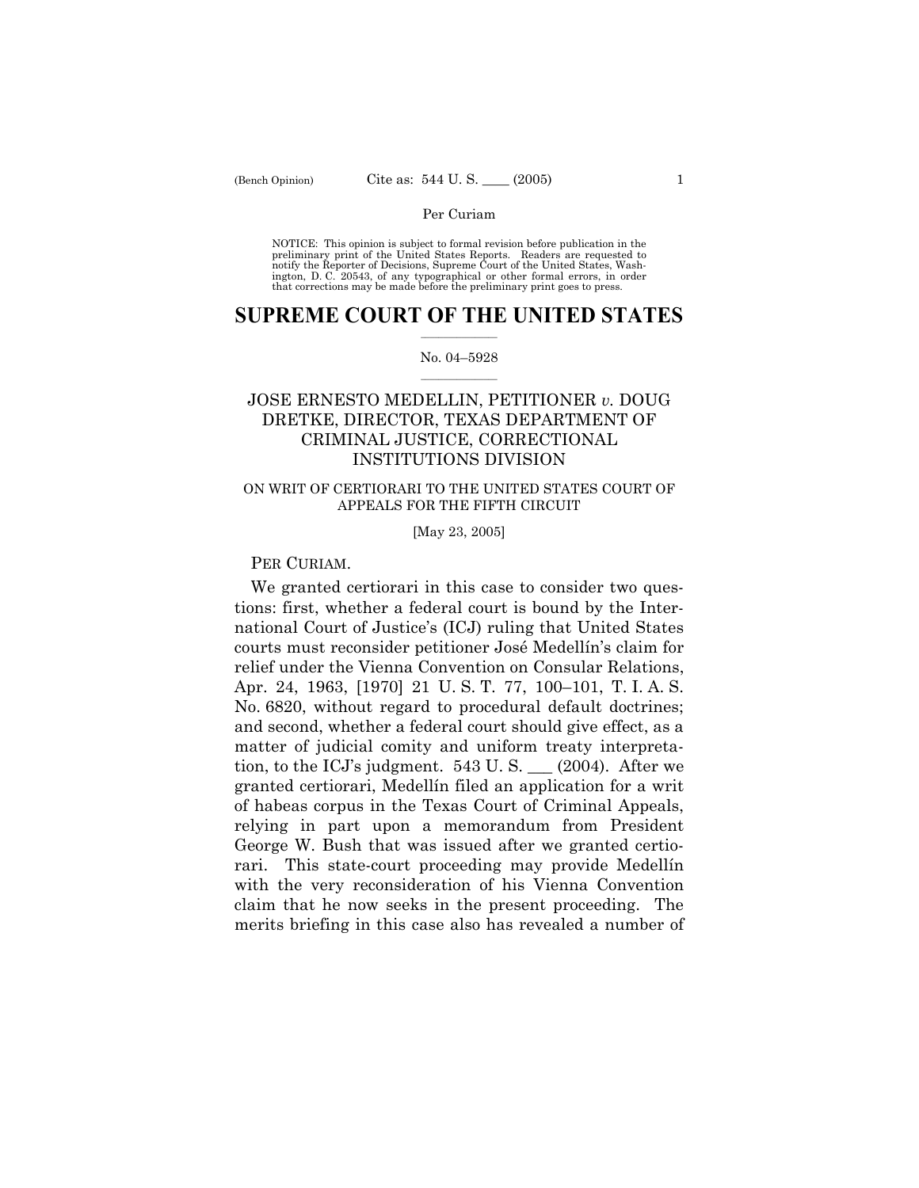NOTICE: This opinion is subject to formal revision before publication in the preliminary print of the United States Reports. Readers are requested to notify the Reporter of Decisions, Supreme Court of the United States, Washington, D. C. 20543, of any typographical or other formal errors, in order that corrections may be made before the preliminary print goes to press.

# SUPREME COURT OF THE UNITED STATES

No. 04–5928

## JOSE ERNESTO MEDELLIN, PETITIONER *v.* DOUG DRETKE, DIRECTOR, TEXAS DEPARTMENT OF CRIMINAL JUSTICE, CORRECTIONAL INSTITUTIONS DIVISION

ON WRIT OF CERTIORARI TO THE UNITED STATES COURT OF APPEALS FOR THE FIFTH CIRCUIT

[May 23, 2005]

PER CURIAM.

We granted certiorari in this case to consider two questions: first, whether a federal court is bound by the International Court of Justice's (ICJ) ruling that United States courts must reconsider petitioner José Medellín's claim for relief under the Vienna Convention on Consular Relations, Apr. 24, 1963, [1970] 21 U. S. T. 77, 100–101, T. I. A. S. No. 6820, without regard to procedural default doctrines; and second, whether a federal court should give effect, as a matter of judicial comity and uniform treaty interpretation, to the ICJ's judgment. 543 U. S. ___ (2004). After we granted certiorari, Medellín filed an application for a writ of habeas corpus in the Texas Court of Criminal Appeals, relying in part upon a memorandum from President George W. Bush that was issued after we granted certiorari. This state-court proceeding may provide Medellín with the very reconsideration of his Vienna Convention claim that he now seeks in the present proceeding. The merits briefing in this case also has revealed a number of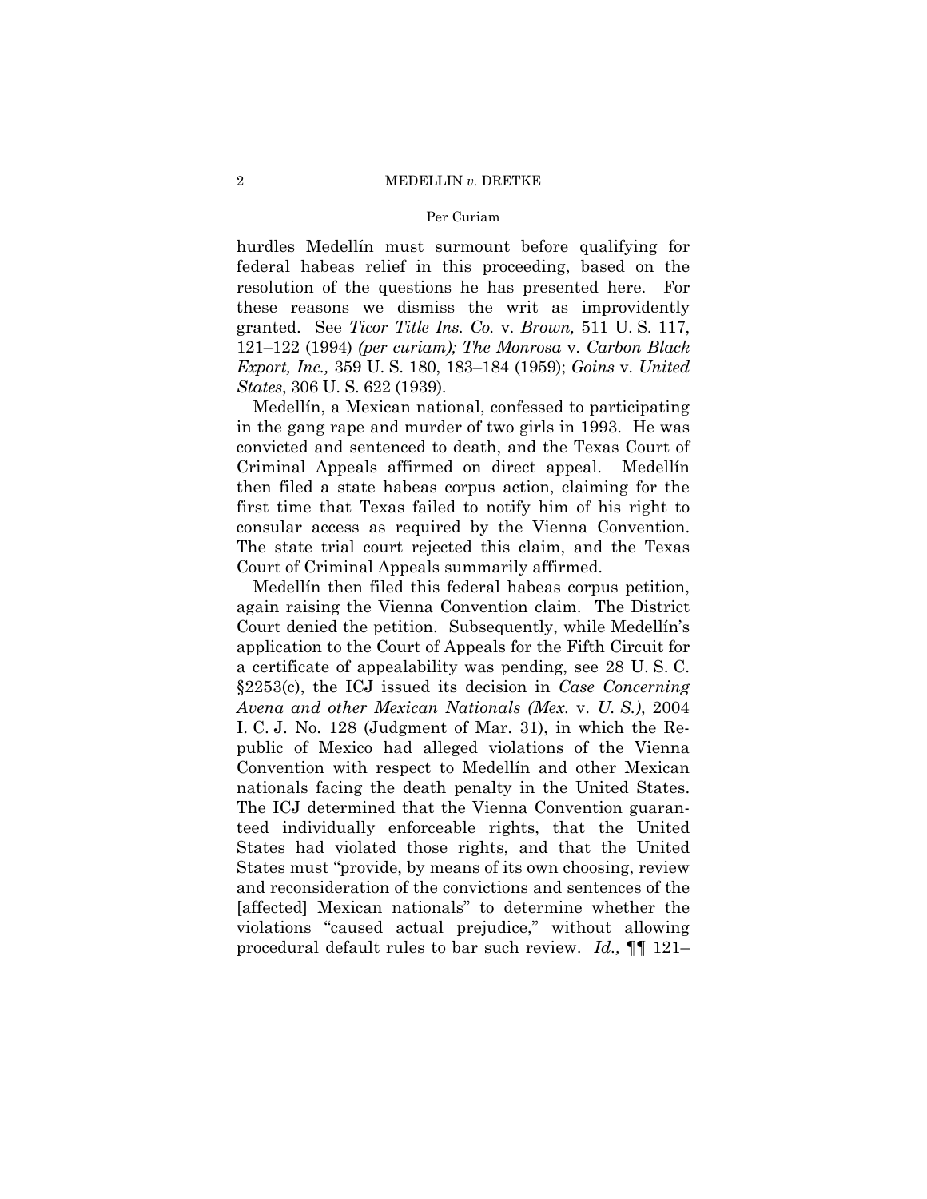hurdles Medellín must surmount before qualifying for federal habeas relief in this proceeding, based on the resolution of the questions he has presented here. For these reasons we dismiss the writ as improvidently granted. See *Ticor Title Ins. Co.* v. *Brown,* 511 U. S. 117, 121–122 (1994) *(per curiam); The Monrosa* v. *Carbon Black Export, Inc.,* 359 U. S. 180, 183–184 (1959); *Goins* v. *United States*, 306 U. S. 622 (1939).

Medellín, a Mexican national, confessed to participating in the gang rape and murder of two girls in 1993. He was convicted and sentenced to death, and the Texas Court of Criminal Appeals affirmed on direct appeal. Medellín then filed a state habeas corpus action, claiming for the first time that Texas failed to notify him of his right to consular access as required by the Vienna Convention. The state trial court rejected this claim, and the Texas Court of Criminal Appeals summarily affirmed.

Medellín then filed this federal habeas corpus petition, again raising the Vienna Convention claim. The District Court denied the petition. Subsequently, while Medellín's application to the Court of Appeals for the Fifth Circuit for a certificate of appealability was pending, see 28 U. S. C. §2253(c), the ICJ issued its decision in *Case Concerning Avena and other Mexican Nationals (Mex.* v. *U. S.)*, 2004 I. C. J. No. 128 (Judgment of Mar. 31), in which the Republic of Mexico had alleged violations of the Vienna Convention with respect to Medellín and other Mexican nationals facing the death penalty in the United States. The ICJ determined that the Vienna Convention guaranteed individually enforceable rights, that the United States had violated those rights, and that the United States must "provide, by means of its own choosing, review and reconsideration of the convictions and sentences of the [affected] Mexican nationals" to determine whether the violations "caused actual prejudice," without allowing procedural default rules to bar such review. *Id.,* ¶¶ 121–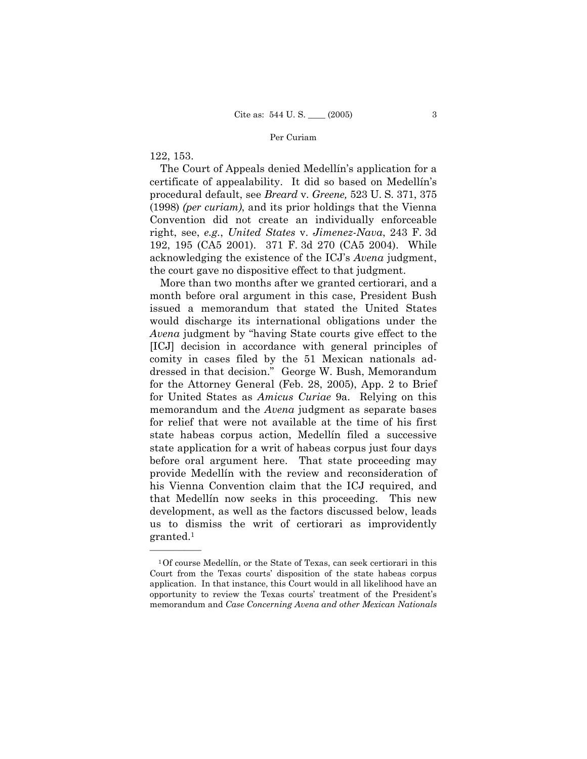122, 153.

The Court of Appeals denied Medellín's application for a certificate of appealability. It did so based on Medellín's procedural default, see *Breard* v. *Greene,* 523 U. S. 371, 375 (1998) *(per curiam)*, and its prior holdings that the Vienna Convention did not create an individually enforceable right, see, *e.g.*, *United States* v. *Jimenez-Nava*, 243 F. 3d 192, 195 (CA5 2001). 371 F. 3d 270 (CA5 2004). While acknowledging the existence of the ICJ's *Avena* judgment, the court gave no dispositive effect to that judgment.

More than two months after we granted certiorari, and a month before oral argument in this case, President Bush issued a memorandum that stated the United States would discharge its international obligations under the *Avena* judgment by "having State courts give effect to the [ICJ] decision in accordance with general principles of comity in cases filed by the 51 Mexican nationals addressed in that decision." George W. Bush, Memorandum for the Attorney General (Feb. 28, 2005), App. 2 to Brief for United States as *Amicus Curiae* 9a. Relying on this memorandum and the *Avena* judgment as separate bases for relief that were not available at the time of his first state habeas corpus action, Medellín filed a successive state application for a writ of habeas corpus just four days before oral argument here. That state proceeding may provide Medellín with the review and reconsideration of his Vienna Convention claim that the ICJ required, and that Medellín now seeks in this proceeding. This new development, as well as the factors discussed below, leads us to dismiss the writ of certiorari as improvidently granted.[1]

---

[1] Of course Medellín, or the State of Texas, can seek certiorari in this Court from the Texas courts' disposition of the state habeas corpus application. In that instance, this Court would in all likelihood have an opportunity to review the Texas courts' treatment of the President's memorandum and *Case Concerning Avena and other Mexican Nationals*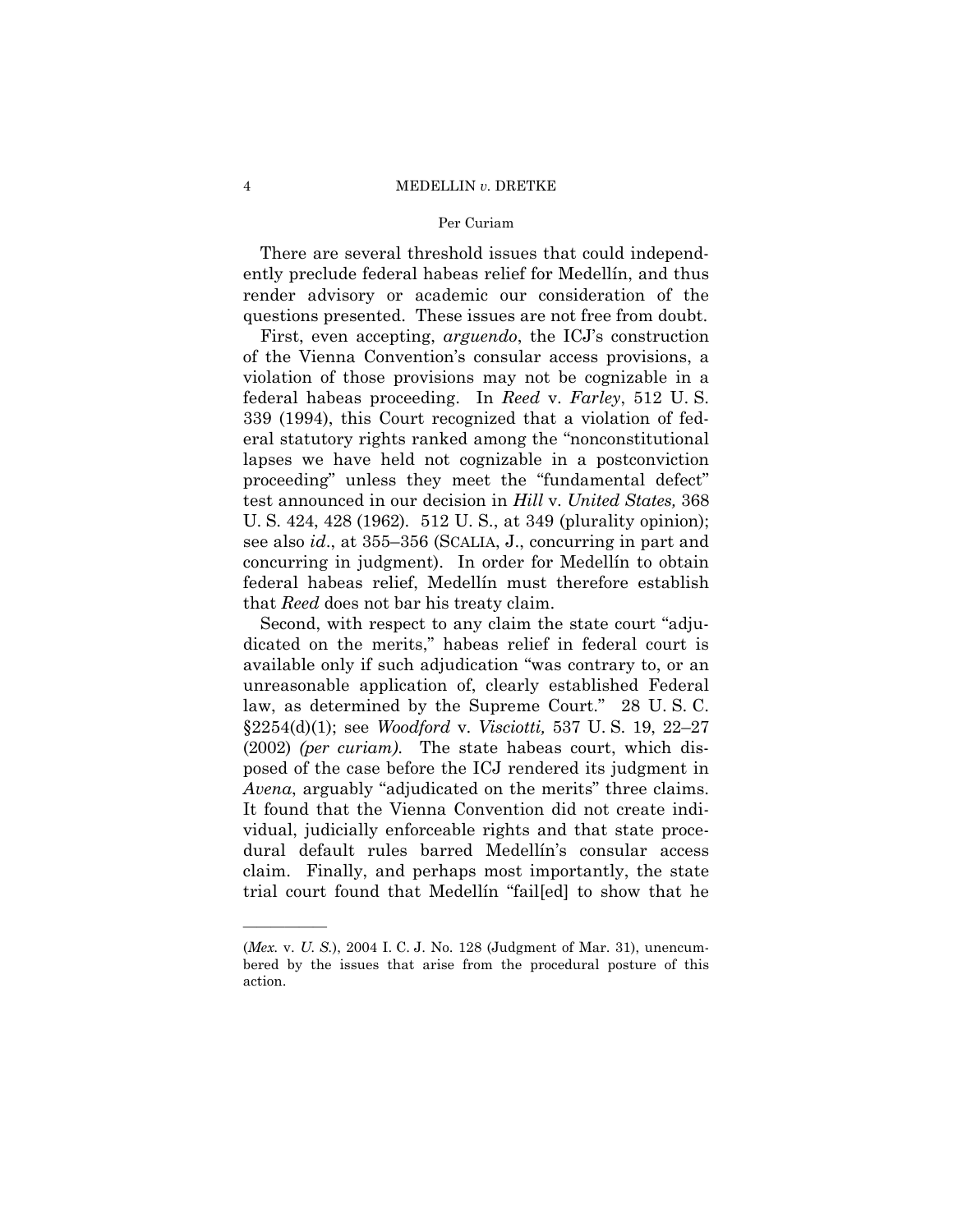There are several threshold issues that could independently preclude federal habeas relief for Medellín, and thus render advisory or academic our consideration of the questions presented. These issues are not free from doubt.

First, even accepting, *arguendo*, the ICJ's construction of the Vienna Convention's consular access provisions, a violation of those provisions may not be cognizable in a federal habeas proceeding. In *Reed* v. *Farley*, 512 U. S. 339 (1994), this Court recognized that a violation of federal statutory rights ranked among the "nonconstitutional lapses we have held not cognizable in a postconviction proceeding" unless they meet the "fundamental defect" test announced in our decision in *Hill* v. *United States,* 368 U. S. 424, 428 (1962). 512 U. S., at 349 (plurality opinion); see also *id*., at 355–356 (SCALIA, J., concurring in part and concurring in judgment). In order for Medellín to obtain federal habeas relief, Medellín must therefore establish that *Reed* does not bar his treaty claim.

Second, with respect to any claim the state court "adjudicated on the merits," habeas relief in federal court is available only if such adjudication "was contrary to, or an unreasonable application of, clearly established Federal law, as determined by the Supreme Court." 28 U. S. C. §2254(d)(1); see *Woodford* v. *Visciotti,* 537 U. S. 19, 22–27 (2002) *(per curiam)*. The state habeas court, which disposed of the case before the ICJ rendered its judgment in *Avena*, arguably "adjudicated on the merits" three claims. It found that the Vienna Convention did not create individual, judicially enforceable rights and that state procedural default rules barred Medellín's consular access claim. Finally, and perhaps most importantly, the state trial court found that Medellín "fail[ed] to show that he

---

(*Mex.* v. *U. S.*), 2004 I. C. J. No. 128 (Judgment of Mar. 31), unencumbered by the issues that arise from the procedural posture of this action.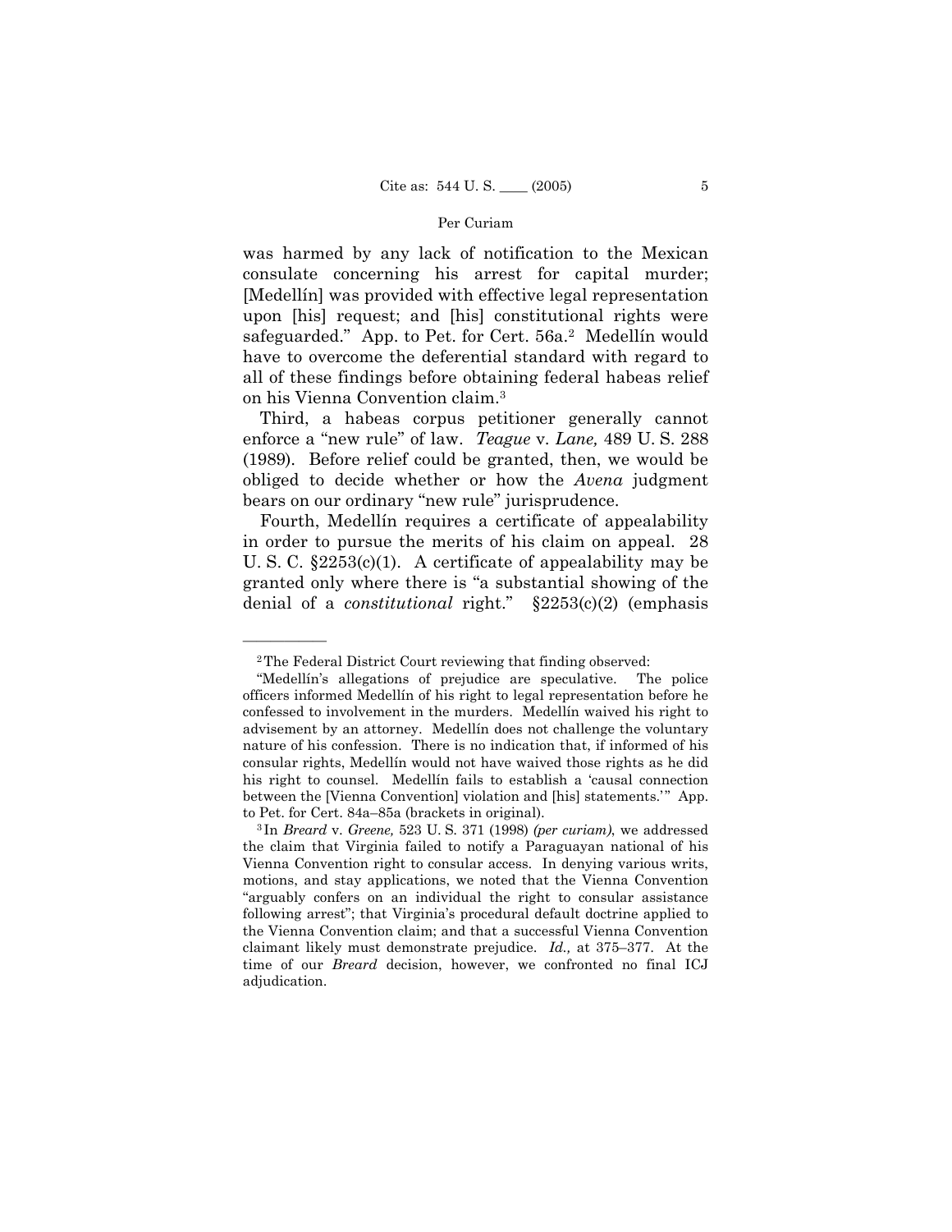was harmed by any lack of notification to the Mexican consulate concerning his arrest for capital murder; [Medellín] was provided with effective legal representation upon [his] request; and [his] constitutional rights were safeguarded." App. to Pet. for Cert. 56a.[2] Medellín would have to overcome the deferential standard with regard to all of these findings before obtaining federal habeas relief on his Vienna Convention claim.[3]

Third, a habeas corpus petitioner generally cannot enforce a "new rule" of law. *Teague* v. *Lane,* 489 U. S. 288 (1989). Before relief could be granted, then, we would be obliged to decide whether or how the *Avena* judgment bears on our ordinary "new rule" jurisprudence.

Fourth, Medellín requires a certificate of appealability in order to pursue the merits of his claim on appeal. 28 U. S. C. §2253(c)(1). A certificate of appealability may be granted only where there is "a substantial showing of the denial of a *constitutional* right." §2253(c)(2) (emphasis

---

[2] The Federal District Court reviewing that finding observed:

"Medellín's allegations of prejudice are speculative. The police officers informed Medellín of his right to legal representation before he confessed to involvement in the murders. Medellín waived his right to advisement by an attorney. Medellín does not challenge the voluntary nature of his confession. There is no indication that, if informed of his consular rights, Medellín would not have waived those rights as he did his right to counsel. Medellín fails to establish a 'causal connection between the [Vienna Convention] violation and [his] statements.'" App. to Pet. for Cert. 84a–85a (brackets in original).

[3] In *Breard* v. *Greene,* 523 U. S. 371 (1998) *(per curiam)*, we addressed the claim that Virginia failed to notify a Paraguayan national of his Vienna Convention right to consular access. In denying various writs, motions, and stay applications, we noted that the Vienna Convention "arguably confers on an individual the right to consular assistance following arrest"; that Virginia's procedural default doctrine applied to the Vienna Convention claim; and that a successful Vienna Convention claimant likely must demonstrate prejudice. *Id.,* at 375–377. At the time of our *Breard* decision, however, we confronted no final ICJ adjudication.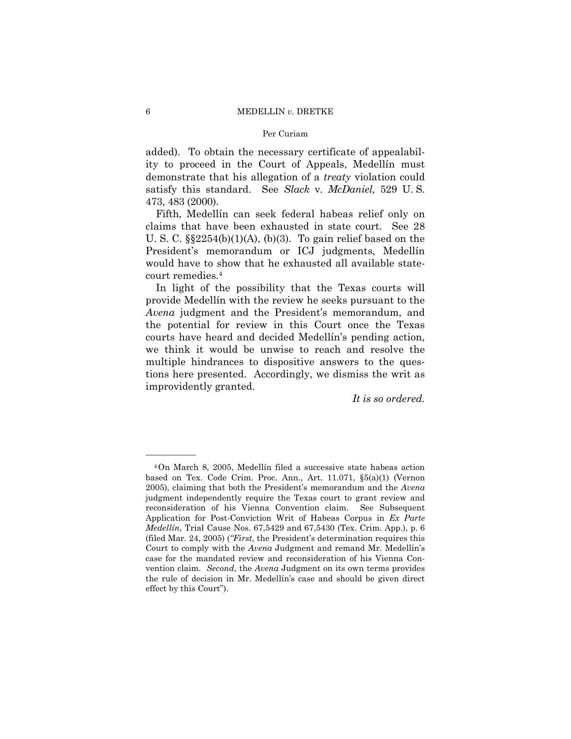added). To obtain the necessary certificate of appealability to proceed in the Court of Appeals, Medellín must demonstrate that his allegation of a *treaty* violation could satisfy this standard. See *Slack* v. *McDaniel,* 529 U. S. 473, 483 (2000).

Fifth, Medellín can seek federal habeas relief only on claims that have been exhausted in state court. See 28 U. S. C. §§2254(b)(1)(A), (b)(3). To gain relief based on the President's memorandum or ICJ judgments, Medellín would have to show that he exhausted all available state-court remedies.[4]

In light of the possibility that the Texas courts will provide Medellín with the review he seeks pursuant to the *Avena* judgment and the President's memorandum, and the potential for review in this Court once the Texas courts have heard and decided Medellín's pending action, we think it would be unwise to reach and resolve the multiple hindrances to dispositive answers to the questions here presented. Accordingly, we dismiss the writ as improvidently granted.

*It is so ordered.*

---

[4] On March 8, 2005, Medellín filed a successive state habeas action based on Tex. Code Crim. Proc. Ann., Art. 11.071, §5(a)(1) (Vernon 2005), claiming that both the President's memorandum and the *Avena* judgment independently require the Texas court to grant review and reconsideration of his Vienna Convention claim. See Subsequent Application for Post-Conviction Writ of Habeas Corpus in *Ex Parte Medellín,* Trial Cause Nos. 67,5429 and 67,5430 (Tex. Crim. App.), p. 6 (filed Mar. 24, 2005) ("*First,* the President's determination requires this Court to comply with the *Avena* Judgment and remand Mr. Medellín's case for the mandated review and reconsideration of his Vienna Convention claim. *Second*, the *Avena* Judgment on its own terms provides the rule of decision in Mr. Medellín's case and should be given direct effect by this Court").